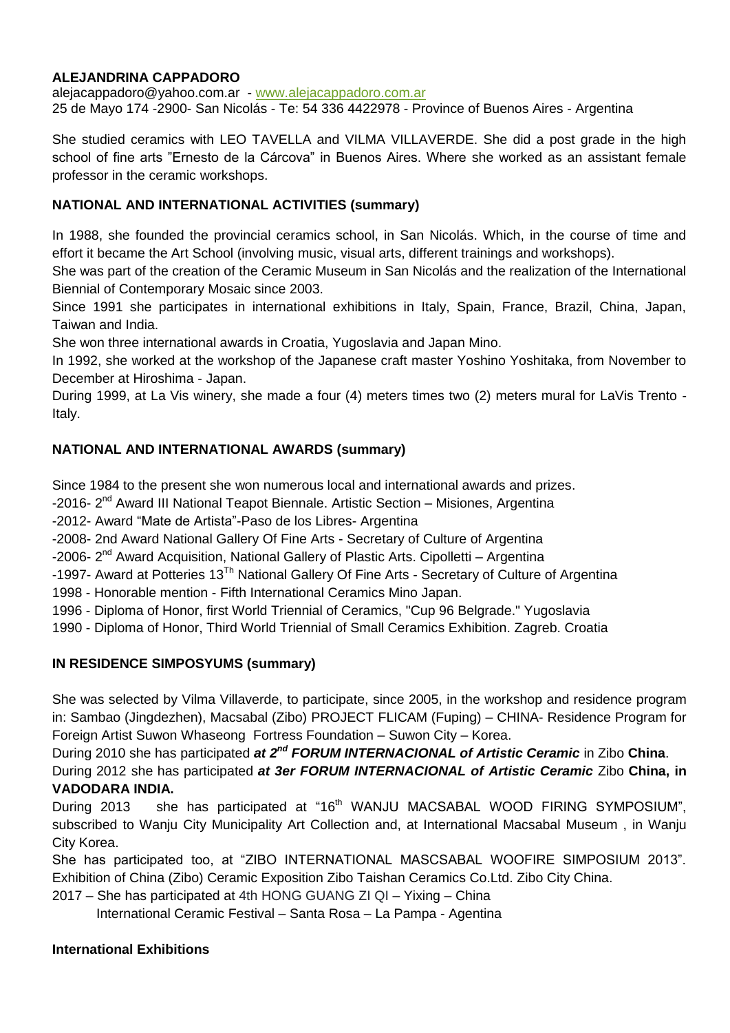**ALEJANDRINA CAPPADORO**

alejacappadoro@yahoo.com.ar - www.alejacappadoro.com.ar

25 de Mayo 174 -2900- San Nicolás - Te: 54 336 4422978 - Province of Buenos Aires - Argentina

She studied ceramics with LEO TAVELLA and VILMA VILLAVERDE. She did a post grade in the high school of fine arts "Ernesto de la Cárcova" in Buenos Aires. Where she worked as an assistant female professor in the ceramic workshops.

**NATIONAL AND INTERNATIONAL ACTIVITIES (summary)**

In 1988, she founded the provincial ceramics school, in San Nicolás. Which, in the course of time and effort it became the Art School (involving music, visual arts, different trainings and workshops).

She was part of the creation of the Ceramic Museum in San Nicolás and the realization of the International Biennial of Contemporary Mosaic since 2003.

Since 1991 she participates in international exhibitions in Italy, Spain, France, Brazil, China, Japan, Taiwan and India.

She won three international awards in Croatia, Yugoslavia and Japan Mino.

In 1992, she worked at the workshop of the Japanese craft master Yoshino Yoshitaka, from November to December at Hiroshima - Japan.

During 1999, at La Vis winery, she made a four (4) meters times two (2) meters mural for LaVis Trento - Italy.

**NATIONAL AND INTERNATIONAL AWARDS (summary)**

Since 1984 to the present she won numerous local and international awards and prizes.

-2016- 2nd Award III National Teapot Biennale. Artistic Section – Misiones, Argentina

-2012- Award "Mate de Artista"-Paso de los Libres- Argentina

-2008- 2nd Award National Gallery Of Fine Arts - Secretary of Culture of Argentina

-2006- 2nd Award Acquisition, National Gallery of Plastic Arts. Cipolletti – Argentina

-1997- Award at Potteries 13Th National Gallery Of Fine Arts - Secretary of Culture of Argentina

1998 - Honorable mention - Fifth International Ceramics Mino Japan.

1996 - Diploma of Honor, first World Triennial of Ceramics, "Cup 96 Belgrade." Yugoslavia

1990 - Diploma of Honor, Third World Triennial of Small Ceramics Exhibition. Zagreb. Croatia

**IN RESIDENCE SIMPOSYUMS (summary)**

She was selected by Vilma Villaverde, to participate, since 2005, in the workshop and residence program in: Sambao (Jingdezhen), Macsabal (Zibo) PROJECT FLICAM (Fuping) – CHINA- Residence Program for Foreign Artist Suwon Whaseong Fortress Foundation – Suwon City – Korea.

During 2010 she has participated ***at 2nd FORUM INTERNACIONAL of Artistic Ceramic*** in Zibo **China**.

During 2012 she has participated ***at 3er FORUM INTERNACIONAL of Artistic Ceramic*** Zibo **China, in VADODARA INDIA.**

During 2013 she has participated at "16th WANJU MACSABAL WOOD FIRING SYMPOSIUM", subscribed to Wanju City Municipality Art Collection and, at International Macsabal Museum , in Wanju City Korea.

She has participated too, at "ZIBO INTERNATIONAL MASCSABAL WOOFIRE SIMPOSIUM 2013". Exhibition of China (Zibo) Ceramic Exposition Zibo Taishan Ceramics Co.Ltd. Zibo City China.

2017 – She has participated at 4th HONG GUANG ZI QI – Yixing – China

International Ceramic Festival – Santa Rosa – La Pampa - Agentina

**International Exhibitions**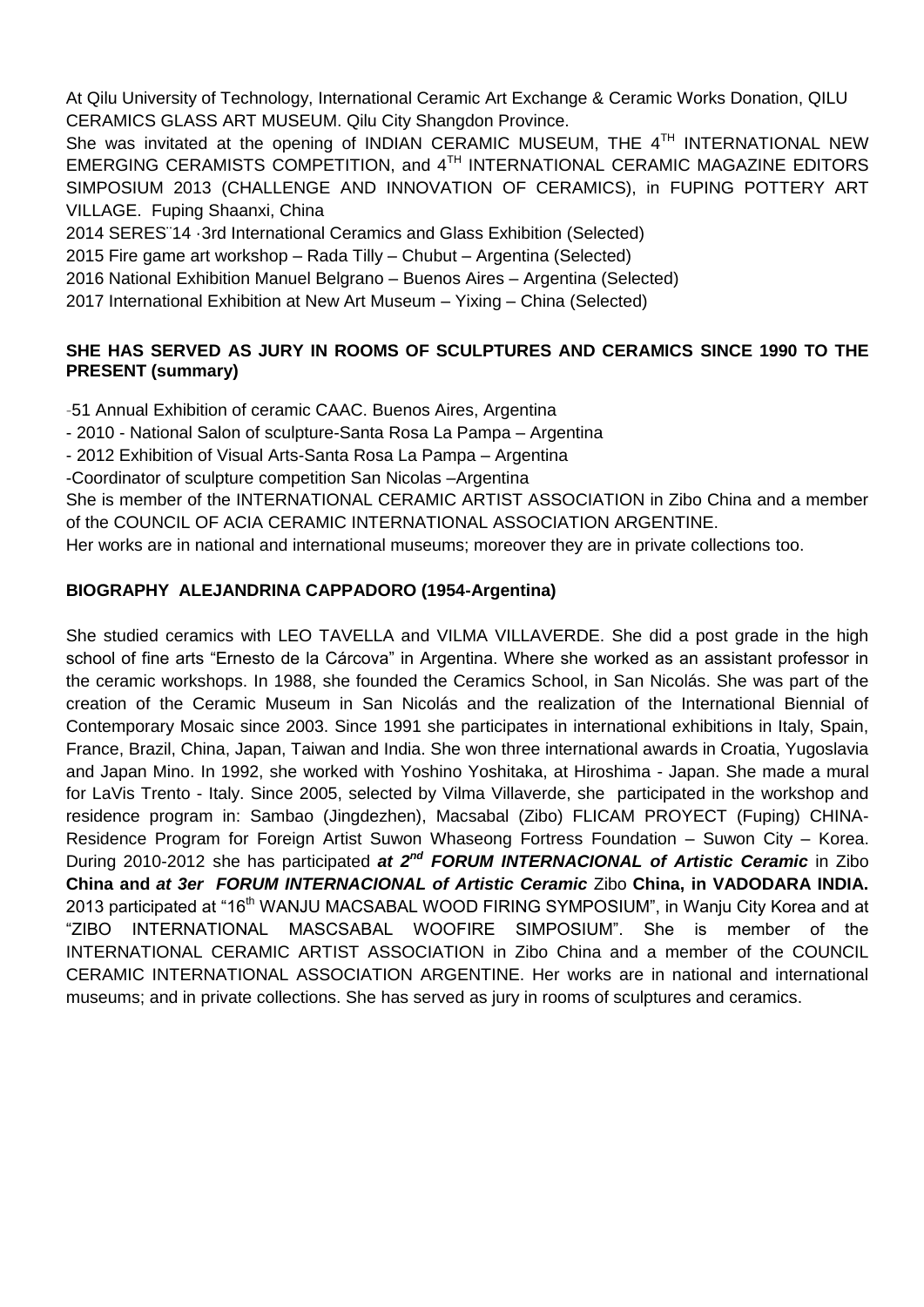At Qilu University of Technology, International Ceramic Art Exchange & Ceramic Works Donation, QILU CERAMICS GLASS ART MUSEUM. Qilu City Shangdon Province.

She was invitated at the opening of INDIAN CERAMIC MUSEUM, THE 4[TH] INTERNATIONAL NEW EMERGING CERAMISTS COMPETITION, and 4[TH] INTERNATIONAL CERAMIC MAGAZINE EDITORS SIMPOSIUM 2013 (CHALLENGE AND INNOVATION OF CERAMICS), in FUPING POTTERY ART VILLAGE. Fuping Shaanxi, China

2014 SERES¨14 ·3rd International Ceramics and Glass Exhibition (Selected)

2015 Fire game art workshop – Rada Tilly – Chubut – Argentina (Selected)

2016 National Exhibition Manuel Belgrano – Buenos Aires – Argentina (Selected)

2017 International Exhibition at New Art Museum – Yixing – China (Selected)

**SHE HAS SERVED AS JURY IN ROOMS OF SCULPTURES AND CERAMICS SINCE 1990 TO THE PRESENT (summary)**

-51 Annual Exhibition of ceramic CAAC. Buenos Aires, Argentina

- 2010 - National Salon of sculpture-Santa Rosa La Pampa – Argentina

- 2012 Exhibition of Visual Arts-Santa Rosa La Pampa – Argentina

-Coordinator of sculpture competition San Nicolas –Argentina

She is member of the INTERNATIONAL CERAMIC ARTIST ASSOCIATION in Zibo China and a member of the COUNCIL OF ACIA CERAMIC INTERNATIONAL ASSOCIATION ARGENTINE.

Her works are in national and international museums; moreover they are in private collections too.

**BIOGRAPHY ALEJANDRINA CAPPADORO (1954-Argentina)**

She studied ceramics with LEO TAVELLA and VILMA VILLAVERDE. She did a post grade in the high school of fine arts "Ernesto de la Cárcova" in Argentina. Where she worked as an assistant professor in the ceramic workshops. In 1988, she founded the Ceramics School, in San Nicolás. She was part of the creation of the Ceramic Museum in San Nicolás and the realization of the International Biennial of Contemporary Mosaic since 2003. Since 1991 she participates in international exhibitions in Italy, Spain, France, Brazil, China, Japan, Taiwan and India. She won three international awards in Croatia, Yugoslavia and Japan Mino. In 1992, she worked with Yoshino Yoshitaka, at Hiroshima - Japan. She made a mural for LaVis Trento - Italy. Since 2005, selected by Vilma Villaverde, she participated in the workshop and residence program in: Sambao (Jingdezhen), Macsabal (Zibo) FLICAM PROYECT (Fuping) CHINA-Residence Program for Foreign Artist Suwon Whaseong Fortress Foundation – Suwon City – Korea. During 2010-2012 she has participated ***at 2[nd] FORUM INTERNACIONAL of Artistic Ceramic*** in Zibo **China and** ***at 3er FORUM INTERNACIONAL of Artistic Ceramic*** Zibo **China, in VADODARA INDIA.** 2013 participated at "16[th] WANJU MACSABAL WOOD FIRING SYMPOSIUM", in Wanju City Korea and at "ZIBO INTERNATIONAL MASCSABAL WOOFIRE SIMPOSIUM". She is member of the INTERNATIONAL CERAMIC ARTIST ASSOCIATION in Zibo China and a member of the COUNCIL CERAMIC INTERNATIONAL ASSOCIATION ARGENTINE. Her works are in national and international museums; and in private collections. She has served as jury in rooms of sculptures and ceramics.